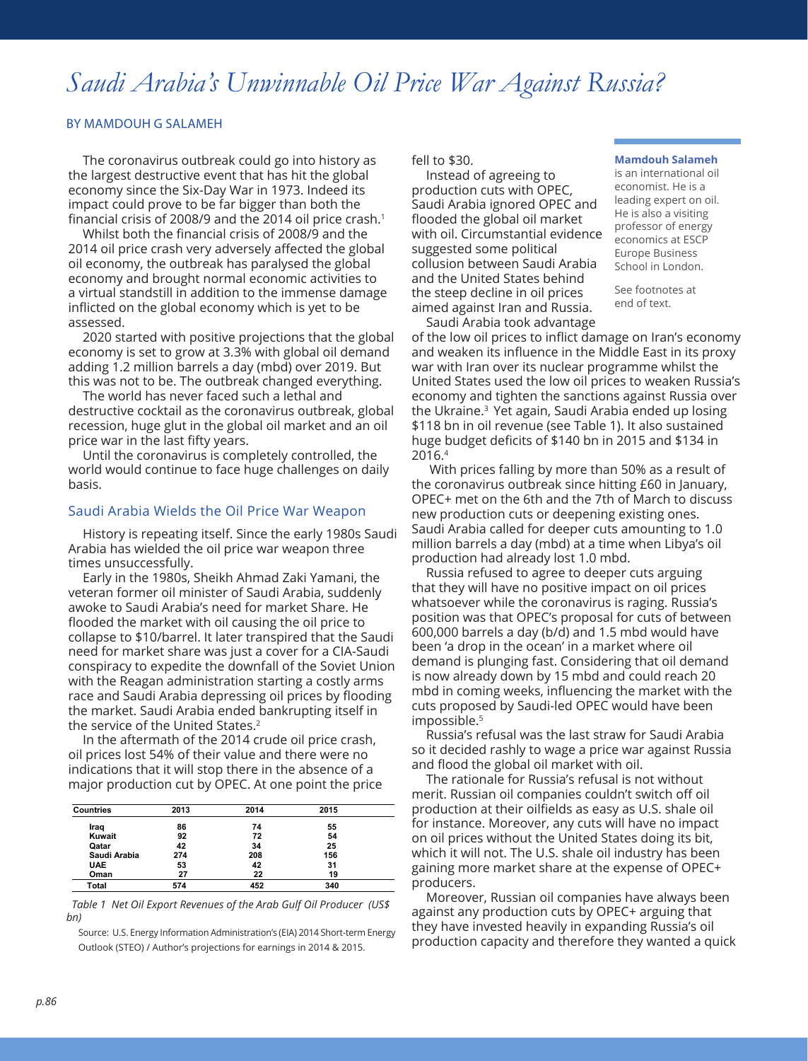# Saudi Arabia's Unwinnable Oil Price War Against Russia?

BY MAMDOUH G SALAMEH

**Mamdouh Salameh** is an international oil economist. He is a leading expert on oil. He is also a visiting professor of energy economics at ESCP Europe Business School in London.

See footnotes at end of text.

The coronavirus outbreak could go into history as the largest destructive event that has hit the global economy since the Six-Day War in 1973. Indeed its impact could prove to be far bigger than both the financial crisis of 2008/9 and the 2014 oil price crash.[1]

Whilst both the financial crisis of 2008/9 and the 2014 oil price crash very adversely affected the global oil economy, the outbreak has paralysed the global economy and brought normal economic activities to a virtual standstill in addition to the immense damage inflicted on the global economy which is yet to be assessed.

2020 started with positive projections that the global economy is set to grow at 3.3% with global oil demand adding 1.2 million barrels a day (mbd) over 2019. But this was not to be. The outbreak changed everything.

The world has never faced such a lethal and destructive cocktail as the coronavirus outbreak, global recession, huge glut in the global oil market and an oil price war in the last fifty years.

Until the coronavirus is completely controlled, the world would continue to face huge challenges on daily basis.

## Saudi Arabia Wields the Oil Price War Weapon

History is repeating itself. Since the early 1980s Saudi Arabia has wielded the oil price war weapon three times unsuccessfully.

Early in the 1980s, Sheikh Ahmad Zaki Yamani, the veteran former oil minister of Saudi Arabia, suddenly awoke to Saudi Arabia's need for market Share. He flooded the market with oil causing the oil price to collapse to $10/barrel. It later transpired that the Saudi need for market share was just a cover for a CIA-Saudi conspiracy to expedite the downfall of the Soviet Union with the Reagan administration starting a costly arms race and Saudi Arabia depressing oil prices by flooding the market. Saudi Arabia ended bankrupting itself in the service of the United States.[2]

In the aftermath of the 2014 crude oil price crash, oil prices lost 54% of their value and there were no indications that it will stop there in the absence of a major production cut by OPEC. At one point the price fell to $30.

| Countries | 2013 | 2014 | 2015 |
|---|---|---|---|
| Iraq | 86 | 74 | 55 |
| Kuwait | 92 | 72 | 54 |
| Qatar | 42 | 34 | 25 |
| Saudi Arabia | 274 | 208 | 156 |
| UAE | 53 | 42 | 31 |
| Oman | 27 | 22 | 19 |
| Total | 574 | 452 | 340 |

*Table 1 Net Oil Export Revenues of the Arab Gulf Oil Producer (US$ bn)*

Source: U.S. Energy Information Administration's (EIA) 2014 Short-term Energy Outlook (STEO) / Author's projections for earnings in 2014 & 2015.

Instead of agreeing to production cuts with OPEC, Saudi Arabia ignored OPEC and flooded the global oil market with oil. Circumstantial evidence suggested some political collusion between Saudi Arabia and the United States behind the steep decline in oil prices aimed against Iran and Russia.

Saudi Arabia took advantage of the low oil prices to inflict damage on Iran's economy and weaken its influence in the Middle East in its proxy war with Iran over its nuclear programme whilst the United States used the low oil prices to weaken Russia's economy and tighten the sanctions against Russia over the Ukraine.[3] Yet again, Saudi Arabia ended up losing $118 bn in oil revenue (see Table 1). It also sustained huge budget deficits of $140 bn in 2015 and $134 in 2016.[4]

With prices falling by more than 50% as a result of the coronavirus outbreak since hitting £60 in January, OPEC+ met on the 6th and the 7th of March to discuss new production cuts or deepening existing ones. Saudi Arabia called for deeper cuts amounting to 1.0 million barrels a day (mbd) at a time when Libya's oil production had already lost 1.0 mbd.

Russia refused to agree to deeper cuts arguing that they will have no positive impact on oil prices whatsoever while the coronavirus is raging. Russia's position was that OPEC's proposal for cuts of between 600,000 barrels a day (b/d) and 1.5 mbd would have been 'a drop in the ocean' in a market where oil demand is plunging fast. Considering that oil demand is now already down by 15 mbd and could reach 20 mbd in coming weeks, influencing the market with the cuts proposed by Saudi-led OPEC would have been impossible.[5]

Russia's refusal was the last straw for Saudi Arabia so it decided rashly to wage a price war against Russia and flood the global oil market with oil.

The rationale for Russia's refusal is not without merit. Russian oil companies couldn't switch off oil production at their oilfields as easy as U.S. shale oil for instance. Moreover, any cuts will have no impact on oil prices without the United States doing its bit, which it will not. The U.S. shale oil industry has been gaining more market share at the expense of OPEC+ producers.

Moreover, Russian oil companies have always been against any production cuts by OPEC+ arguing that they have invested heavily in expanding Russia's oil production capacity and therefore they wanted a quick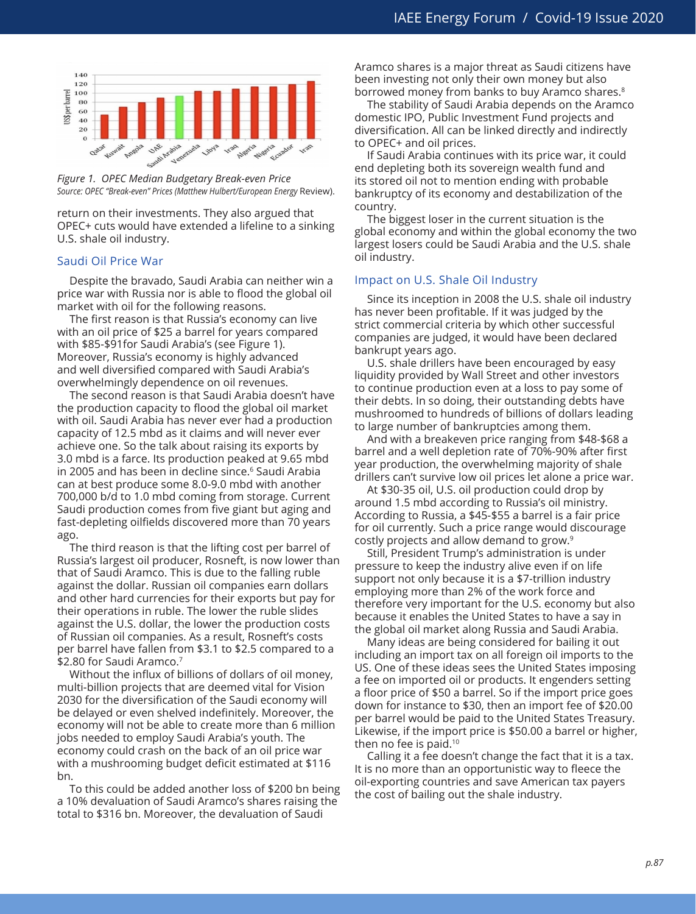Figure 1. OPEC Median Budgetary Break-even Price
*Source: OPEC "Break-even" Prices (Matthew Hulbert/European Energy* Review).

return on their investments. They also argued that OPEC+ cuts would have extended a lifeline to a sinking U.S. shale oil industry.

## Saudi Oil Price War

Despite the bravado, Saudi Arabia can neither win a price war with Russia nor is able to flood the global oil market with oil for the following reasons.

The first reason is that Russia's economy can live with an oil price of $25 a barrel for years compared with $85-$91for Saudi Arabia's (see Figure 1). Moreover, Russia's economy is highly advanced and well diversified compared with Saudi Arabia's overwhelmingly dependence on oil revenues.

The second reason is that Saudi Arabia doesn't have the production capacity to flood the global oil market with oil. Saudi Arabia has never ever had a production capacity of 12.5 mbd as it claims and will never ever achieve one. So the talk about raising its exports by 3.0 mbd is a farce. Its production peaked at 9.65 mbd in 2005 and has been in decline since.[6] Saudi Arabia can at best produce some 8.0-9.0 mbd with another 700,000 b/d to 1.0 mbd coming from storage. Current Saudi production comes from five giant but aging and fast-depleting oilfields discovered more than 70 years ago.

The third reason is that the lifting cost per barrel of Russia's largest oil producer, Rosneft, is now lower than that of Saudi Aramco. This is due to the falling ruble against the dollar. Russian oil companies earn dollars and other hard currencies for their exports but pay for their operations in ruble. The lower the ruble slides against the U.S. dollar, the lower the production costs of Russian oil companies. As a result, Rosneft's costs per barrel have fallen from $3.1 to $2.5 compared to a $2.80 for Saudi Aramco.[7]

Without the influx of billions of dollars of oil money, multi-billion projects that are deemed vital for Vision 2030 for the diversification of the Saudi economy will be delayed or even shelved indefinitely. Moreover, the economy will not be able to create more than 6 million jobs needed to employ Saudi Arabia's youth. The economy could crash on the back of an oil price war with a mushrooming budget deficit estimated at $116 bn.

To this could be added another loss of $200 bn being a 10% devaluation of Saudi Aramco's shares raising the total to $316 bn. Moreover, the devaluation of Saudi Aramco shares is a major threat as Saudi citizens have been investing not only their own money but also borrowed money from banks to buy Aramco shares.[8]

The stability of Saudi Arabia depends on the Aramco domestic IPO, Public Investment Fund projects and diversification. All can be linked directly and indirectly to OPEC+ and oil prices.

If Saudi Arabia continues with its price war, it could end depleting both its sovereign wealth fund and its stored oil not to mention ending with probable bankruptcy of its economy and destabilization of the country.

The biggest loser in the current situation is the global economy and within the global economy the two largest losers could be Saudi Arabia and the U.S. shale oil industry.

## Impact on U.S. Shale Oil Industry

Since its inception in 2008 the U.S. shale oil industry has never been profitable. If it was judged by the strict commercial criteria by which other successful companies are judged, it would have been declared bankrupt years ago.

U.S. shale drillers have been encouraged by easy liquidity provided by Wall Street and other investors to continue production even at a loss to pay some of their debts. In so doing, their outstanding debts have mushroomed to hundreds of billions of dollars leading to large number of bankruptcies among them.

And with a breakeven price ranging from $48-$68 a barrel and a well depletion rate of 70%-90% after first year production, the overwhelming majority of shale drillers can't survive low oil prices let alone a price war.

At $30-35 oil, U.S. oil production could drop by around 1.5 mbd according to Russia's oil ministry. According to Russia, a $45-$55 a barrel is a fair price for oil currently. Such a price range would discourage costly projects and allow demand to grow.[9]

Still, President Trump's administration is under pressure to keep the industry alive even if on life support not only because it is a $7-trillion industry employing more than 2% of the work force and therefore very important for the U.S. economy but also because it enables the United States to have a say in the global oil market along Russia and Saudi Arabia.

Many ideas are being considered for bailing it out including an import tax on all foreign oil imports to the US. One of these ideas sees the United States imposing a fee on imported oil or products. It engenders setting a floor price of $50 a barrel. So if the import price goes down for instance to $30, then an import fee of $20.00 per barrel would be paid to the United States Treasury. Likewise, if the import price is $50.00 a barrel or higher, then no fee is paid.[10]

Calling it a fee doesn't change the fact that it is a tax. It is no more than an opportunistic way to fleece the oil-exporting countries and save American tax payers the cost of bailing out the shale industry.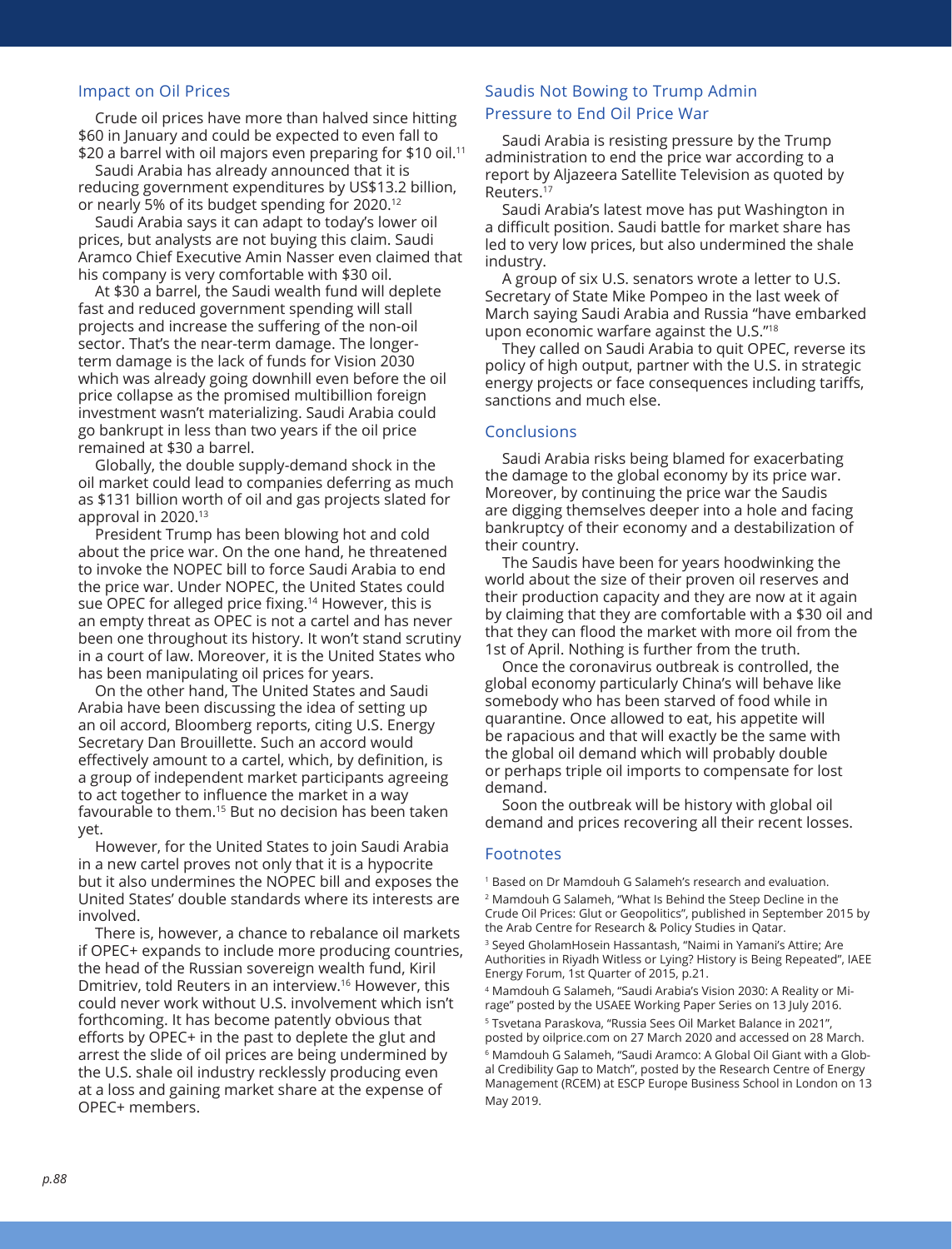## Impact on Oil Prices

Crude oil prices have more than halved since hitting \$60 in January and could be expected to even fall to \$20 a barrel with oil majors even preparing for \$10 oil.[11]

Saudi Arabia has already announced that it is reducing government expenditures by US\$13.2 billion, or nearly 5% of its budget spending for 2020.[12]

Saudi Arabia says it can adapt to today's lower oil prices, but analysts are not buying this claim. Saudi Aramco Chief Executive Amin Nasser even claimed that his company is very comfortable with \$30 oil.

At \$30 a barrel, the Saudi wealth fund will deplete fast and reduced government spending will stall projects and increase the suffering of the non-oil sector. That's the near-term damage. The longer-term damage is the lack of funds for Vision 2030 which was already going downhill even before the oil price collapse as the promised multibillion foreign investment wasn't materializing. Saudi Arabia could go bankrupt in less than two years if the oil price remained at \$30 a barrel.

Globally, the double supply-demand shock in the oil market could lead to companies deferring as much as \$131 billion worth of oil and gas projects slated for approval in 2020.[13]

President Trump has been blowing hot and cold about the price war. On the one hand, he threatened to invoke the NOPEC bill to force Saudi Arabia to end the price war. Under NOPEC, the United States could sue OPEC for alleged price fixing.[14] However, this is an empty threat as OPEC is not a cartel and has never been one throughout its history. It won't stand scrutiny in a court of law. Moreover, it is the United States who has been manipulating oil prices for years.

On the other hand, The United States and Saudi Arabia have been discussing the idea of setting up an oil accord, Bloomberg reports, citing U.S. Energy Secretary Dan Brouillette. Such an accord would effectively amount to a cartel, which, by definition, is a group of independent market participants agreeing to act together to influence the market in a way favourable to them.[15] But no decision has been taken yet.

However, for the United States to join Saudi Arabia in a new cartel proves not only that it is a hypocrite but it also undermines the NOPEC bill and exposes the United States' double standards where its interests are involved.

There is, however, a chance to rebalance oil markets if OPEC+ expands to include more producing countries, the head of the Russian sovereign wealth fund, Kiril Dmitriev, told Reuters in an interview.[16] However, this could never work without U.S. involvement which isn't forthcoming. It has become patently obvious that efforts by OPEC+ in the past to deplete the glut and arrest the slide of oil prices are being undermined by the U.S. shale oil industry recklessly producing even at a loss and gaining market share at the expense of OPEC+ members.

## Saudis Not Bowing to Trump Admin Pressure to End Oil Price War

Saudi Arabia is resisting pressure by the Trump administration to end the price war according to a report by Aljazeera Satellite Television as quoted by Reuters.[17]

Saudi Arabia's latest move has put Washington in a difficult position. Saudi battle for market share has led to very low prices, but also undermined the shale industry.

A group of six U.S. senators wrote a letter to U.S. Secretary of State Mike Pompeo in the last week of March saying Saudi Arabia and Russia "have embarked upon economic warfare against the U.S."[18]

They called on Saudi Arabia to quit OPEC, reverse its policy of high output, partner with the U.S. in strategic energy projects or face consequences including tariffs, sanctions and much else.

## Conclusions

Saudi Arabia risks being blamed for exacerbating the damage to the global economy by its price war. Moreover, by continuing the price war the Saudis are digging themselves deeper into a hole and facing bankruptcy of their economy and a destabilization of their country.

The Saudis have been for years hoodwinking the world about the size of their proven oil reserves and their production capacity and they are now at it again by claiming that they are comfortable with a \$30 oil and that they can flood the market with more oil from the 1st of April. Nothing is further from the truth.

Once the coronavirus outbreak is controlled, the global economy particularly China's will behave like somebody who has been starved of food while in quarantine. Once allowed to eat, his appetite will be rapacious and that will exactly be the same with the global oil demand which will probably double or perhaps triple oil imports to compensate for lost demand.

Soon the outbreak will be history with global oil demand and prices recovering all their recent losses.

## Footnotes

[1] Based on Dr Mamdouh G Salameh's research and evaluation.

[2] Mamdouh G Salameh, "What Is Behind the Steep Decline in the Crude Oil Prices: Glut or Geopolitics", published in September 2015 by the Arab Centre for Research & Policy Studies in Qatar.

[3] Seyed GholamHosein Hassantash, "Naimi in Yamani's Attire; Are Authorities in Riyadh Witless or Lying? History is Being Repeated", IAEE Energy Forum, 1st Quarter of 2015, p.21.

[4] Mamdouh G Salameh, "Saudi Arabia's Vision 2030: A Reality or Mirage" posted by the USAEE Working Paper Series on 13 July 2016.

[5] Tsvetana Paraskova, "Russia Sees Oil Market Balance in 2021", posted by oilprice.com on 27 March 2020 and accessed on 28 March.

[6] Mamdouh G Salameh, "Saudi Aramco: A Global Oil Giant with a Global Credibility Gap to Match", posted by the Research Centre of Energy Management (RCEM) at ESCP Europe Business School in London on 13 May 2019.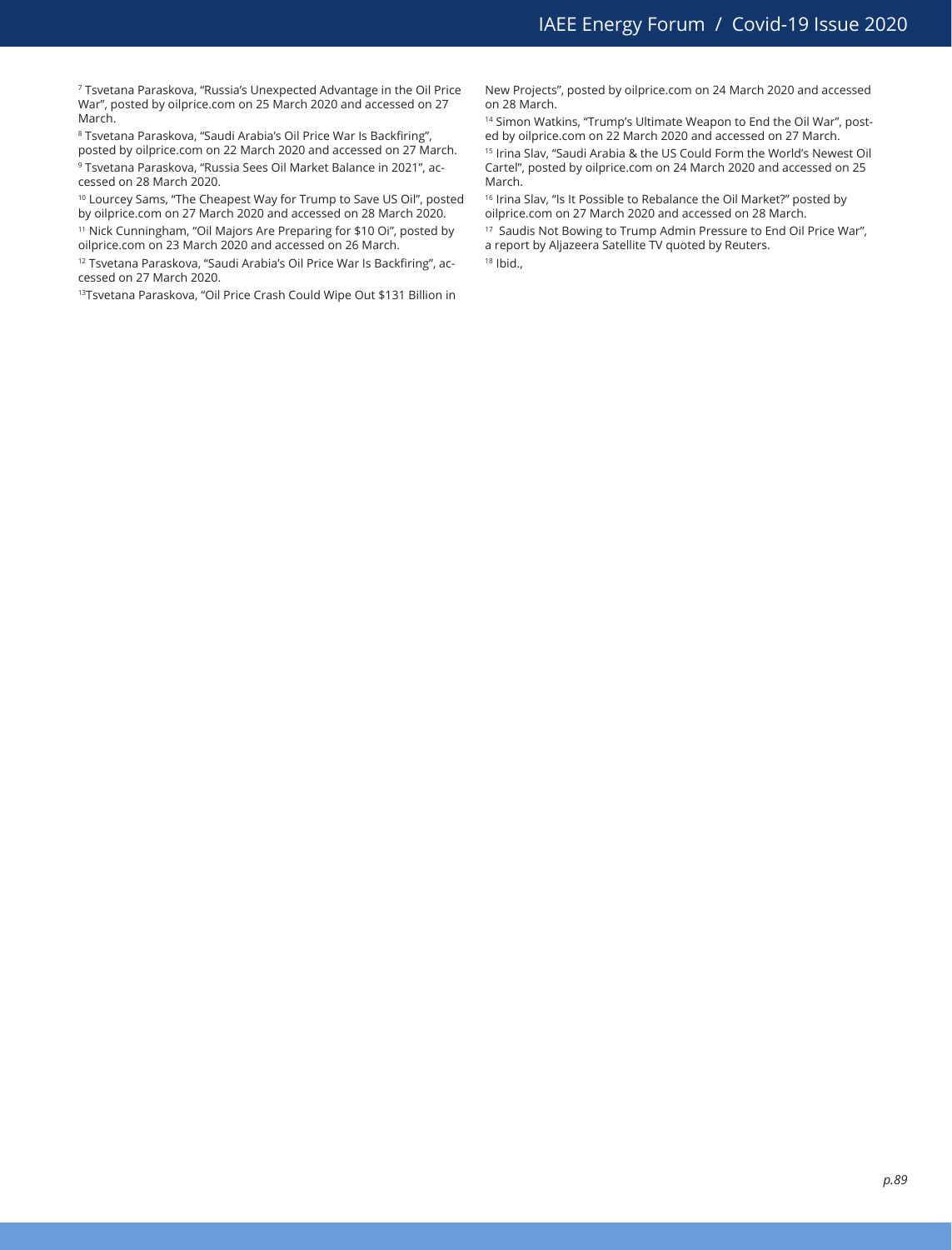[7] Tsvetana Paraskova, "Russia's Unexpected Advantage in the Oil Price War", posted by oilprice.com on 25 March 2020 and accessed on 27 March.

[8] Tsvetana Paraskova, "Saudi Arabia's Oil Price War Is Backfiring", posted by oilprice.com on 22 March 2020 and accessed on 27 March.

[9] Tsvetana Paraskova, "Russia Sees Oil Market Balance in 2021", accessed on 28 March 2020.

[10] Lourcey Sams, "The Cheapest Way for Trump to Save US Oil", posted by oilprice.com on 27 March 2020 and accessed on 28 March 2020.

[11] Nick Cunningham, "Oil Majors Are Preparing for $10 Oi", posted by oilprice.com on 23 March 2020 and accessed on 26 March.

[12] Tsvetana Paraskova, "Saudi Arabia's Oil Price War Is Backfiring", accessed on 27 March 2020.

[13]Tsvetana Paraskova, "Oil Price Crash Could Wipe Out $131 Billion in New Projects", posted by oilprice.com on 24 March 2020 and accessed on 28 March.

[14] Simon Watkins, "Trump's Ultimate Weapon to End the Oil War", posted by oilprice.com on 22 March 2020 and accessed on 27 March.

[15] Irina Slav, "Saudi Arabia & the US Could Form the World's Newest Oil Cartel", posted by oilprice.com on 24 March 2020 and accessed on 25 March.

[16] Irina Slav, "Is It Possible to Rebalance the Oil Market?" posted by oilprice.com on 27 March 2020 and accessed on 28 March.

[17] Saudis Not Bowing to Trump Admin Pressure to End Oil Price War", a report by Aljazeera Satellite TV quoted by Reuters.

[18] Ibid.,